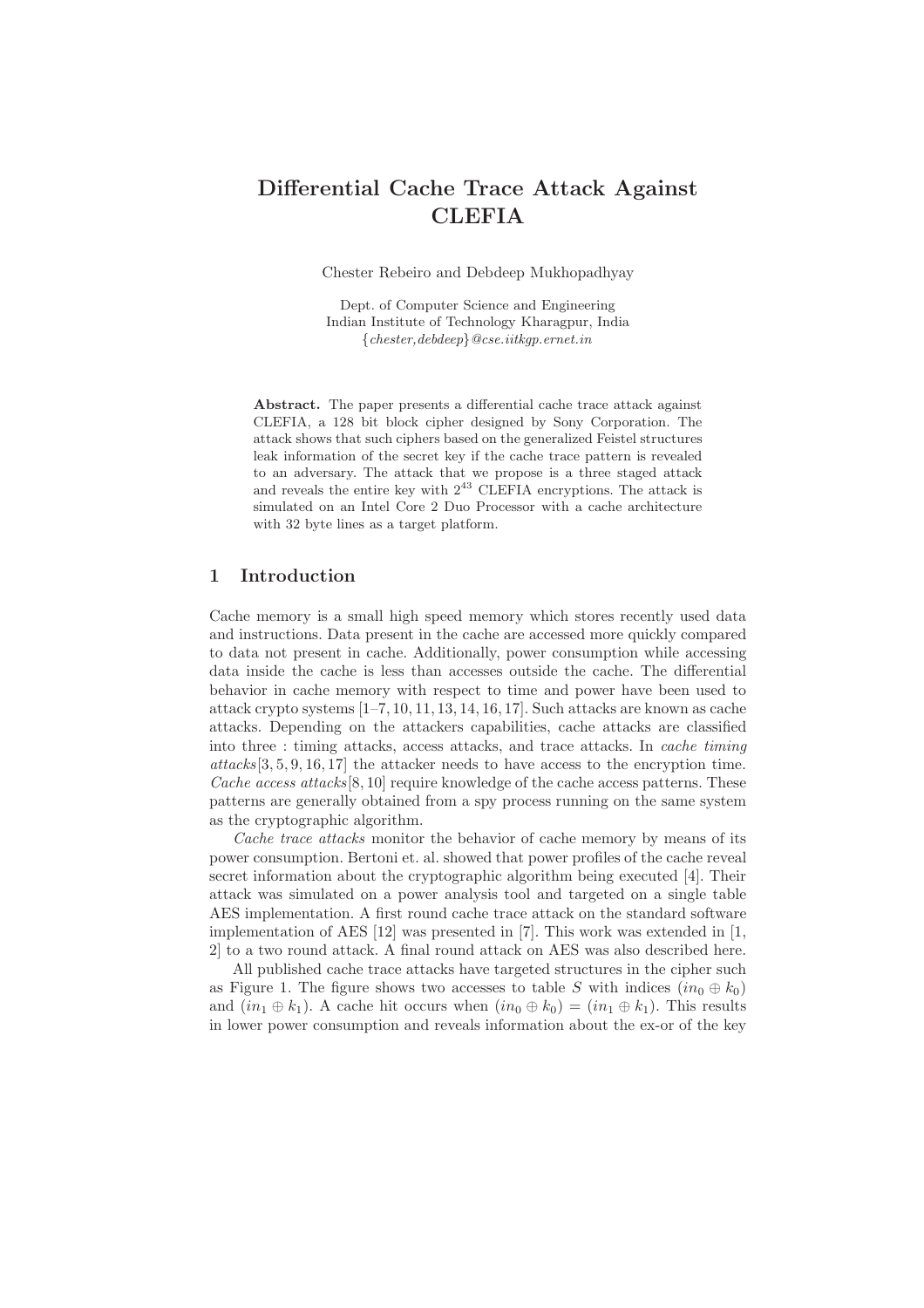# Differential Cache Trace Attack Against CLEFIA

Chester Rebeiro and Debdeep Mukhopadhyay

Dept. of Computer Science and Engineering
Indian Institute of Technology Kharagpur, India
{*chester,debdeep*}*@cse.iitkgp.ernet.in*

**Abstract.** The paper presents a differential cache trace attack against CLEFIA, a 128 bit block cipher designed by Sony Corporation. The attack shows that such ciphers based on the generalized Feistel structures leak information of the secret key if the cache trace pattern is revealed to an adversary. The attack that we propose is a three staged attack and reveals the entire key with $2^{43}$ CLEFIA encryptions. The attack is simulated on an Intel Core 2 Duo Processor with a cache architecture with 32 byte lines as a target platform.

## 1 Introduction

Cache memory is a small high speed memory which stores recently used data and instructions. Data present in the cache are accessed more quickly compared to data not present in cache. Additionally, power consumption while accessing data inside the cache is less than accesses outside the cache. The differential behavior in cache memory with respect to time and power have been used to attack crypto systems [1–7, 10, 11, 13, 14, 16, 17]. Such attacks are known as cache attacks. Depending on the attackers capabilities, cache attacks are classified into three : timing attacks, access attacks, and trace attacks. In *cache timing attacks*[3, 5, 9, 16, 17] the attacker needs to have access to the encryption time. *Cache access attacks*[8, 10] require knowledge of the cache access patterns. These patterns are generally obtained from a spy process running on the same system as the cryptographic algorithm.

*Cache trace attacks* monitor the behavior of cache memory by means of its power consumption. Bertoni et. al. showed that power profiles of the cache reveal secret information about the cryptographic algorithm being executed [4]. Their attack was simulated on a power analysis tool and targeted on a single table AES implementation. A first round cache trace attack on the standard software implementation of AES [12] was presented in [7]. This work was extended in [1, 2] to a two round attack. A final round attack on AES was also described here.

All published cache trace attacks have targeted structures in the cipher such as Figure 1. The figure shows two accesses to table $S$ with indices $(in_0 \oplus k_0)$ and $(in_1 \oplus k_1)$. A cache hit occurs when $(in_0 \oplus k_0) = (in_1 \oplus k_1)$. This results in lower power consumption and reveals information about the ex-or of the key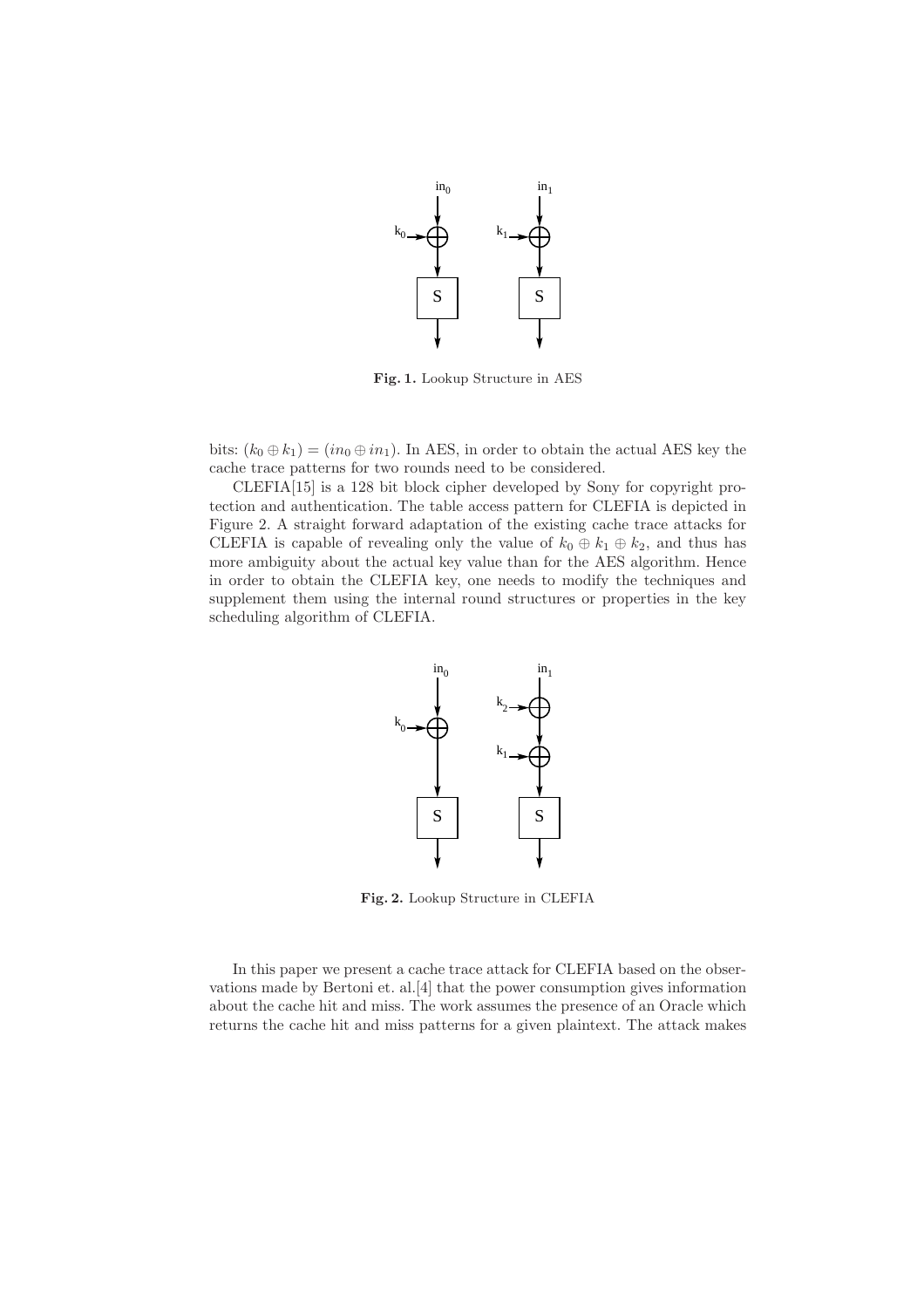**Fig. 1.** Lookup Structure in AES

bits: $(k_0 \oplus k_1) = (in_0 \oplus in_1)$. In AES, in order to obtain the actual AES key the cache trace patterns for two rounds need to be considered.

CLEFIA[15] is a 128 bit block cipher developed by Sony for copyright protection and authentication. The table access pattern for CLEFIA is depicted in Figure 2. A straight forward adaptation of the existing cache trace attacks for CLEFIA is capable of revealing only the value of $k_0 \oplus k_1 \oplus k_2$, and thus has more ambiguity about the actual key value than for the AES algorithm. Hence in order to obtain the CLEFIA key, one needs to modify the techniques and supplement them using the internal round structures or properties in the key scheduling algorithm of CLEFIA.

**Fig. 2.** Lookup Structure in CLEFIA

In this paper we present a cache trace attack for CLEFIA based on the observations made by Bertoni et. al.[4] that the power consumption gives information about the cache hit and miss. The work assumes the presence of an Oracle which returns the cache hit and miss patterns for a given plaintext. The attack makes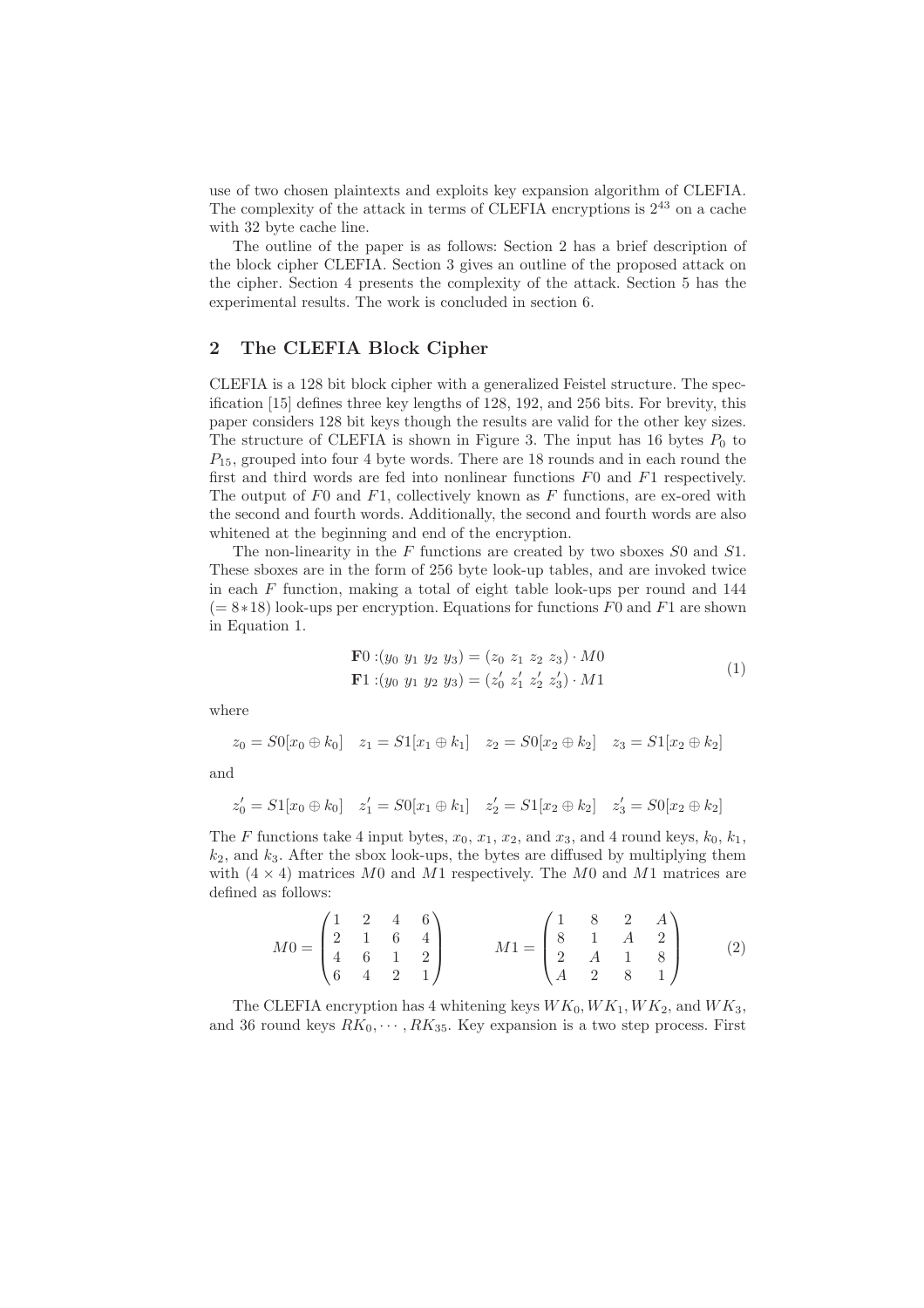use of two chosen plaintexts and exploits key expansion algorithm of CLEFIA. The complexity of the attack in terms of CLEFIA encryptions is $2^{43}$ on a cache with 32 byte cache line.

The outline of the paper is as follows: Section 2 has a brief description of the block cipher CLEFIA. Section 3 gives an outline of the proposed attack on the cipher. Section 4 presents the complexity of the attack. Section 5 has the experimental results. The work is concluded in section 6.

## 2 The CLEFIA Block Cipher

CLEFIA is a 128 bit block cipher with a generalized Feistel structure. The specification [15] defines three key lengths of 128, 192, and 256 bits. For brevity, this paper considers 128 bit keys though the results are valid for the other key sizes. The structure of CLEFIA is shown in Figure 3. The input has 16 bytes $P_0$ to $P_{15}$, grouped into four 4 byte words. There are 18 rounds and in each round the first and third words are fed into nonlinear functions $F0$ and $F1$ respectively. The output of $F0$ and $F1$, collectively known as $F$ functions, are ex-ored with the second and fourth words. Additionally, the second and fourth words are also whitened at the beginning and end of the encryption.

The non-linearity in the $F$ functions are created by two sboxes $S0$ and $S1$. These sboxes are in the form of 256 byte look-up tables, and are invoked twice in each $F$ function, making a total of eight table look-ups per round and 144 $(= 8*18)$ look-ups per encryption. Equations for functions $F0$ and $F1$ are shown in Equation 1.

$$
\begin{aligned}
\mathbf{F}0 &: (y_0\ y_1\ y_2\ y_3) = (z_0\ z_1\ z_2\ z_3) \cdot M0 \\
\mathbf{F}1 &: (y_0\ y_1\ y_2\ y_3) = (z'_0\ z'_1\ z'_2\ z'_3) \cdot M1
\end{aligned}
\tag{1}
$$

where

$$
z_0 = S0[x_0 \oplus k_0] \quad z_1 = S1[x_1 \oplus k_1] \quad z_2 = S0[x_2 \oplus k_2] \quad z_3 = S1[x_2 \oplus k_2]
$$

and

$$
z'_0 = S1[x_0 \oplus k_0] \quad z'_1 = S0[x_1 \oplus k_1] \quad z'_2 = S1[x_2 \oplus k_2] \quad z'_3 = S0[x_2 \oplus k_2]
$$

The $F$ functions take 4 input bytes, $x_0$, $x_1$, $x_2$, and $x_3$, and 4 round keys, $k_0$, $k_1$, $k_2$, and $k_3$. After the sbox look-ups, the bytes are diffused by multiplying them with $(4 \times 4)$ matrices $M0$ and $M1$ respectively. The $M0$ and $M1$ matrices are defined as follows:

$$
M0 = \begin{pmatrix} 1 & 2 & 4 & 6 \\ 2 & 1 & 6 & 4 \\ 4 & 6 & 1 & 2 \\ 6 & 4 & 2 & 1 \end{pmatrix} \qquad M1 = \begin{pmatrix} 1 & 8 & 2 & A \\ 8 & 1 & A & 2 \\ 2 & A & 1 & 8 \\ A & 2 & 8 & 1 \end{pmatrix} \tag{2}
$$

The CLEFIA encryption has 4 whitening keys $WK_0, WK_1, WK_2$, and $WK_3$, and 36 round keys $RK_0, \cdots, RK_{35}$. Key expansion is a two step process. First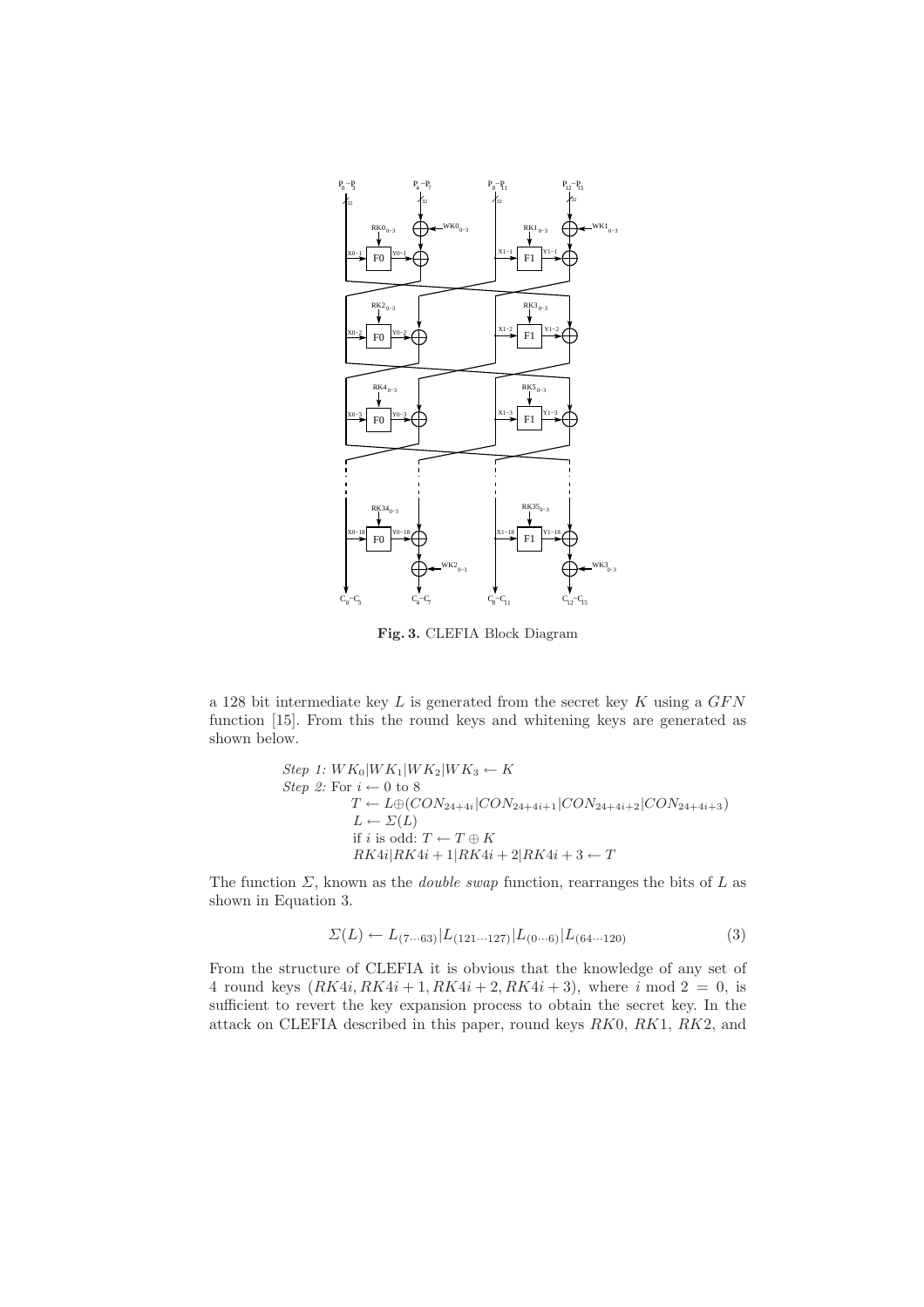**Fig. 3.** CLEFIA Block Diagram

a 128 bit intermediate key $L$ is generated from the secret key $K$ using a $GFN$ function [15]. From this the round keys and whitening keys are generated as shown below.

*Step 1:* $WK_0|WK_1|WK_2|WK_3 \leftarrow K$
*Step 2:* For $i \leftarrow 0$ to 8
$T \leftarrow L \oplus (CON_{24+4i}|CON_{24+4i+1}|CON_{24+4i+2}|CON_{24+4i+3})$
$L \leftarrow \Sigma(L)$
if $i$ is odd: $T \leftarrow T \oplus K$
$RK4i|RK4i+1|RK4i+2|RK4i+3 \leftarrow T$

The function $\Sigma$, known as the *double swap* function, rearranges the bits of $L$ as shown in Equation 3.

$$\Sigma(L) \leftarrow L_{(7\cdots63)}|L_{(121\cdots127)}|L_{(0\cdots6)}|L_{(64\cdots120)} \tag{3}$$

From the structure of CLEFIA it is obvious that the knowledge of any set of 4 round keys $(RK4i, RK4i+1, RK4i+2, RK4i+3)$, where $i \bmod 2 = 0$, is sufficient to revert the key expansion process to obtain the secret key. In the attack on CLEFIA described in this paper, round keys $RK0$, $RK1$, $RK2$, and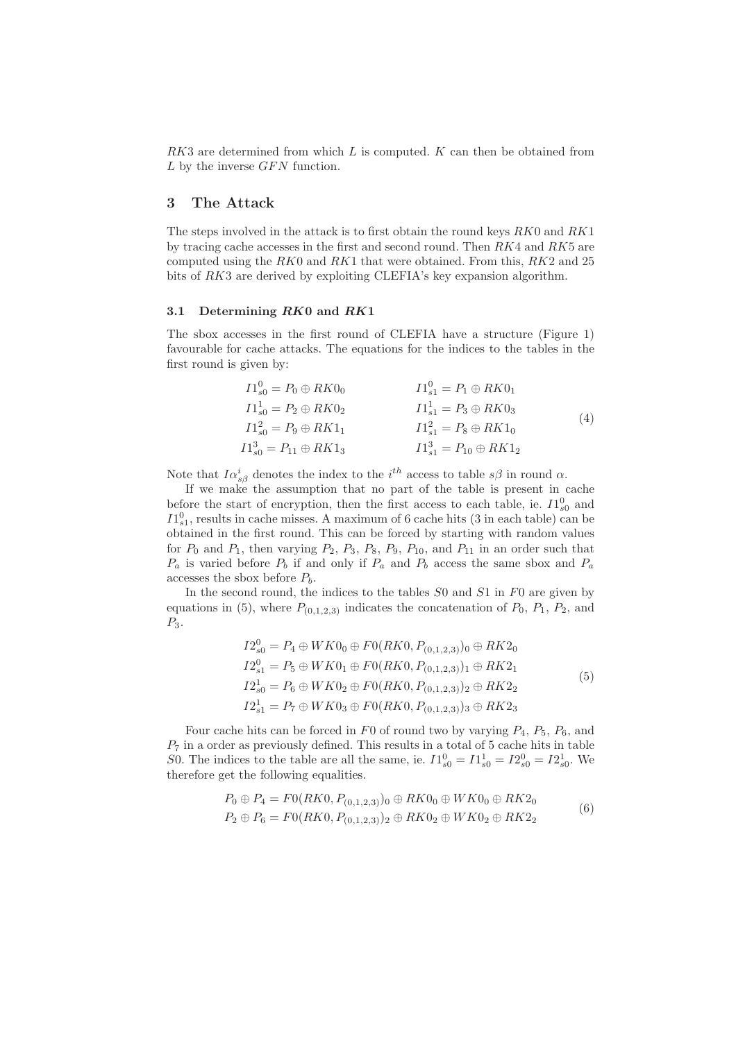$RK3$ are determined from which $L$ is computed. $K$ can then be obtained from $L$ by the inverse $GFN$ function.

## 3 The Attack

The steps involved in the attack is to first obtain the round keys $RK0$ and $RK1$ by tracing cache accesses in the first and second round. Then $RK4$ and $RK5$ are computed using the $RK0$ and $RK1$ that were obtained. From this, $RK2$ and 25 bits of $RK3$ are derived by exploiting CLEFIA's key expansion algorithm.

### 3.1 Determining $RK0$ and $RK1$

The sbox accesses in the first round of CLEFIA have a structure (Figure 1) favourable for cache attacks. The equations for the indices to the tables in the first round is given by:

$$\begin{aligned}
I1^0_{s0} &= P_0 \oplus RK0_0 & I1^0_{s1} &= P_1 \oplus RK0_1 \\
I1^1_{s0} &= P_2 \oplus RK0_2 & I1^1_{s1} &= P_3 \oplus RK0_3 \\
I1^2_{s0} &= P_9 \oplus RK1_1 & I1^2_{s1} &= P_8 \oplus RK1_0 \\
I1^3_{s0} &= P_{11} \oplus RK1_3 & I1^3_{s1} &= P_{10} \oplus RK1_2
\end{aligned} \tag{4}$$

Note that $I\alpha^i_{s\beta}$ denotes the index to the $i^{th}$ access to table $s\beta$ in round $\alpha$.

If we make the assumption that no part of the table is present in cache before the start of encryption, then the first access to each table, ie. $I1^0_{s0}$ and $I1^0_{s1}$, results in cache misses. A maximum of 6 cache hits (3 in each table) can be obtained in the first round. This can be forced by starting with random values for $P_0$ and $P_1$, then varying $P_2$, $P_3$, $P_8$, $P_9$, $P_{10}$, and $P_{11}$ in an order such that $P_a$ is varied before $P_b$ if and only if $P_a$ and $P_b$ access the same sbox and $P_a$ accesses the sbox before $P_b$.

In the second round, the indices to the tables $S0$ and $S1$ in $F0$ are given by equations in (5), where $P_{(0,1,2,3)}$ indicates the concatenation of $P_0$, $P_1$, $P_2$, and $P_3$.

$$\begin{aligned}
I2^0_{s0} &= P_4 \oplus WK0_0 \oplus F0(RK0, P_{(0,1,2,3)})_0 \oplus RK2_0 \\
I2^0_{s1} &= P_5 \oplus WK0_1 \oplus F0(RK0, P_{(0,1,2,3)})_1 \oplus RK2_1 \\
I2^1_{s0} &= P_6 \oplus WK0_2 \oplus F0(RK0, P_{(0,1,2,3)})_2 \oplus RK2_2 \\
I2^1_{s1} &= P_7 \oplus WK0_3 \oplus F0(RK0, P_{(0,1,2,3)})_3 \oplus RK2_3
\end{aligned} \tag{5}$$

Four cache hits can be forced in $F0$ of round two by varying $P_4$, $P_5$, $P_6$, and $P_7$ in a order as previously defined. This results in a total of 5 cache hits in table $S0$. The indices to the table are all the same, ie. $I1^0_{s0} = I1^1_{s0} = I2^0_{s0} = I2^1_{s0}$. We therefore get the following equalities.

$$\begin{aligned}
P_0 \oplus P_4 &= F0(RK0, P_{(0,1,2,3)})_0 \oplus RK0_0 \oplus WK0_0 \oplus RK2_0 \\
P_2 \oplus P_6 &= F0(RK0, P_{(0,1,2,3)})_2 \oplus RK0_2 \oplus WK0_2 \oplus RK2_2
\end{aligned} \tag{6}$$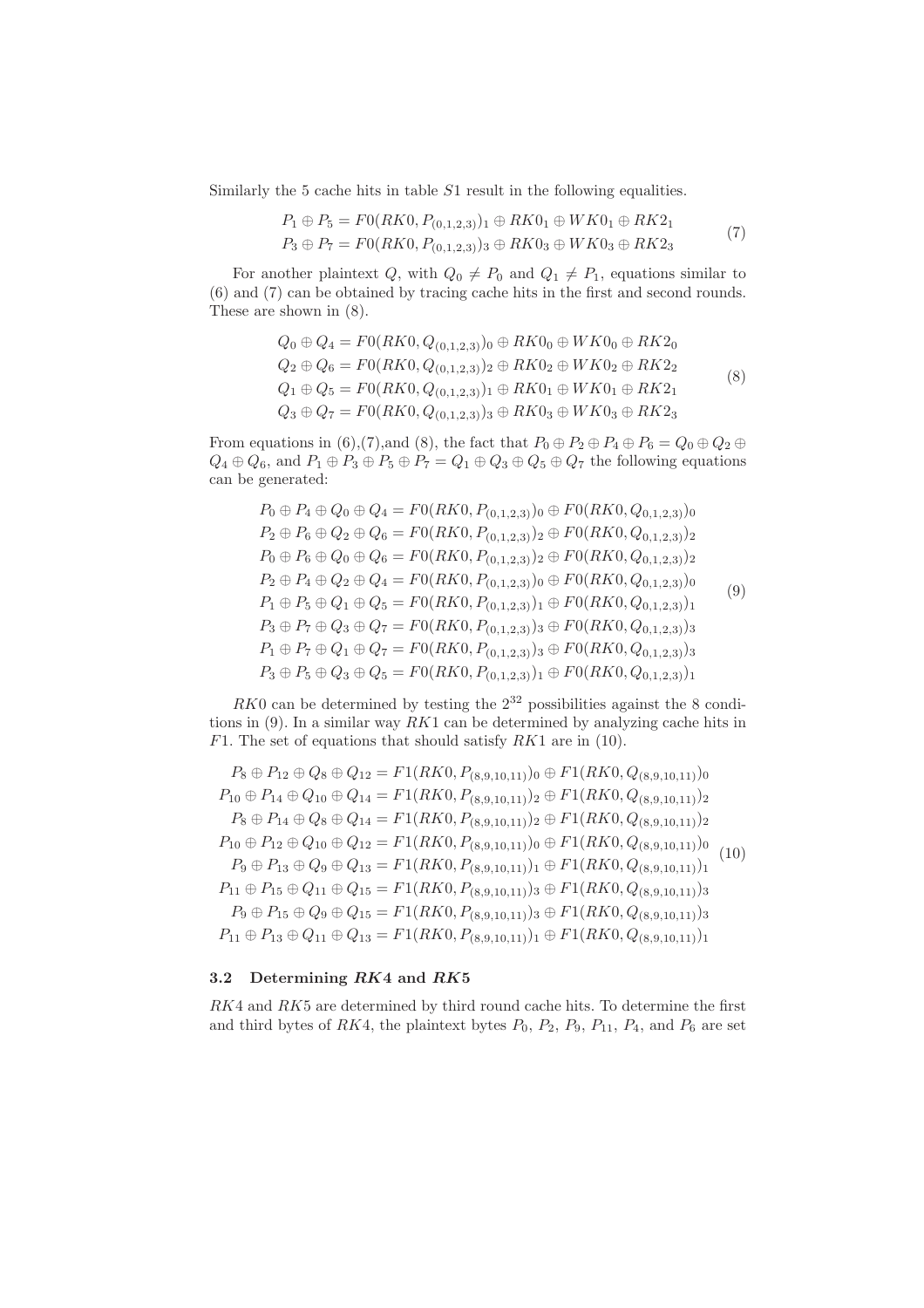Similarly the 5 cache hits in table $S1$ result in the following equalities.

$$
\begin{aligned}
P_1 \oplus P_5 &= F0(RK0, P_{(0,1,2,3)})_1 \oplus RK0_1 \oplus WK0_1 \oplus RK2_1 \\
P_3 \oplus P_7 &= F0(RK0, P_{(0,1,2,3)})_3 \oplus RK0_3 \oplus WK0_3 \oplus RK2_3
\end{aligned}
\tag{7}
$$

For another plaintext $Q$, with $Q_0 \neq P_0$ and $Q_1 \neq P_1$, equations similar to (6) and (7) can be obtained by tracing cache hits in the first and second rounds. These are shown in (8).

$$
\begin{aligned}
Q_0 \oplus Q_4 &= F0(RK0, Q_{(0,1,2,3)})_0 \oplus RK0_0 \oplus WK0_0 \oplus RK2_0 \\
Q_2 \oplus Q_6 &= F0(RK0, Q_{(0,1,2,3)})_2 \oplus RK0_2 \oplus WK0_2 \oplus RK2_2 \\
Q_1 \oplus Q_5 &= F0(RK0, Q_{(0,1,2,3)})_1 \oplus RK0_1 \oplus WK0_1 \oplus RK2_1 \\
Q_3 \oplus Q_7 &= F0(RK0, Q_{(0,1,2,3)})_3 \oplus RK0_3 \oplus WK0_3 \oplus RK2_3
\end{aligned}
\tag{8}
$$

From equations in (6),(7),and (8), the fact that $P_0 \oplus P_2 \oplus P_4 \oplus P_6 = Q_0 \oplus Q_2 \oplus Q_4 \oplus Q_6$, and $P_1 \oplus P_3 \oplus P_5 \oplus P_7 = Q_1 \oplus Q_3 \oplus Q_5 \oplus Q_7$ the following equations can be generated:

$$
\begin{aligned}
P_0 \oplus P_4 \oplus Q_0 \oplus Q_4 &= F0(RK0, P_{(0,1,2,3)})_0 \oplus F0(RK0, Q_{0,1,2,3)})_0 \\
P_2 \oplus P_6 \oplus Q_2 \oplus Q_6 &= F0(RK0, P_{(0,1,2,3)})_2 \oplus F0(RK0, Q_{0,1,2,3)})_2 \\
P_0 \oplus P_6 \oplus Q_0 \oplus Q_6 &= F0(RK0, P_{(0,1,2,3)})_2 \oplus F0(RK0, Q_{0,1,2,3)})_2 \\
P_2 \oplus P_4 \oplus Q_2 \oplus Q_4 &= F0(RK0, P_{(0,1,2,3)})_0 \oplus F0(RK0, Q_{0,1,2,3)})_0 \\
P_1 \oplus P_5 \oplus Q_1 \oplus Q_5 &= F0(RK0, P_{(0,1,2,3)})_1 \oplus F0(RK0, Q_{0,1,2,3)})_1 \\
P_3 \oplus P_7 \oplus Q_3 \oplus Q_7 &= F0(RK0, P_{(0,1,2,3)})_3 \oplus F0(RK0, Q_{0,1,2,3)})_3 \\
P_1 \oplus P_7 \oplus Q_1 \oplus Q_7 &= F0(RK0, P_{(0,1,2,3)})_3 \oplus F0(RK0, Q_{0,1,2,3)})_3 \\
P_3 \oplus P_5 \oplus Q_3 \oplus Q_5 &= F0(RK0, P_{(0,1,2,3)})_1 \oplus F0(RK0, Q_{0,1,2,3)})_1
\end{aligned}
\tag{9}
$$

$RK0$ can be determined by testing the $2^{32}$ possibilities against the 8 conditions in (9). In a similar way $RK1$ can be determined by analyzing cache hits in $F1$. The set of equations that should satisfy $RK1$ are in (10).

$$
\begin{aligned}
P_8 \oplus P_{12} \oplus Q_8 \oplus Q_{12} &= F1(RK0, P_{(8,9,10,11)})_0 \oplus F1(RK0, Q_{(8,9,10,11)})_0 \\
P_{10} \oplus P_{14} \oplus Q_{10} \oplus Q_{14} &= F1(RK0, P_{(8,9,10,11)})_2 \oplus F1(RK0, Q_{(8,9,10,11)})_2 \\
P_8 \oplus P_{14} \oplus Q_8 \oplus Q_{14} &= F1(RK0, P_{(8,9,10,11)})_2 \oplus F1(RK0, Q_{(8,9,10,11)})_2 \\
P_{10} \oplus P_{12} \oplus Q_{10} \oplus Q_{12} &= F1(RK0, P_{(8,9,10,11)})_0 \oplus F1(RK0, Q_{(8,9,10,11)})_0 \\
P_9 \oplus P_{13} \oplus Q_9 \oplus Q_{13} &= F1(RK0, P_{(8,9,10,11)})_1 \oplus F1(RK0, Q_{(8,9,10,11)})_1 \\
P_{11} \oplus P_{15} \oplus Q_{11} \oplus Q_{15} &= F1(RK0, P_{(8,9,10,11)})_3 \oplus F1(RK0, Q_{(8,9,10,11)})_3 \\
P_9 \oplus P_{15} \oplus Q_9 \oplus Q_{15} &= F1(RK0, P_{(8,9,10,11)})_3 \oplus F1(RK0, Q_{(8,9,10,11)})_3 \\
P_{11} \oplus P_{13} \oplus Q_{11} \oplus Q_{13} &= F1(RK0, P_{(8,9,10,11)})_1 \oplus F1(RK0, Q_{(8,9,10,11)})_1
\end{aligned}
\tag{10}
$$

### 3.2 Determining *RK*4 and *RK*5

$RK4$ and $RK5$ are determined by third round cache hits. To determine the first and third bytes of $RK4$, the plaintext bytes $P_0$, $P_2$, $P_9$, $P_{11}$, $P_4$, and $P_6$ are set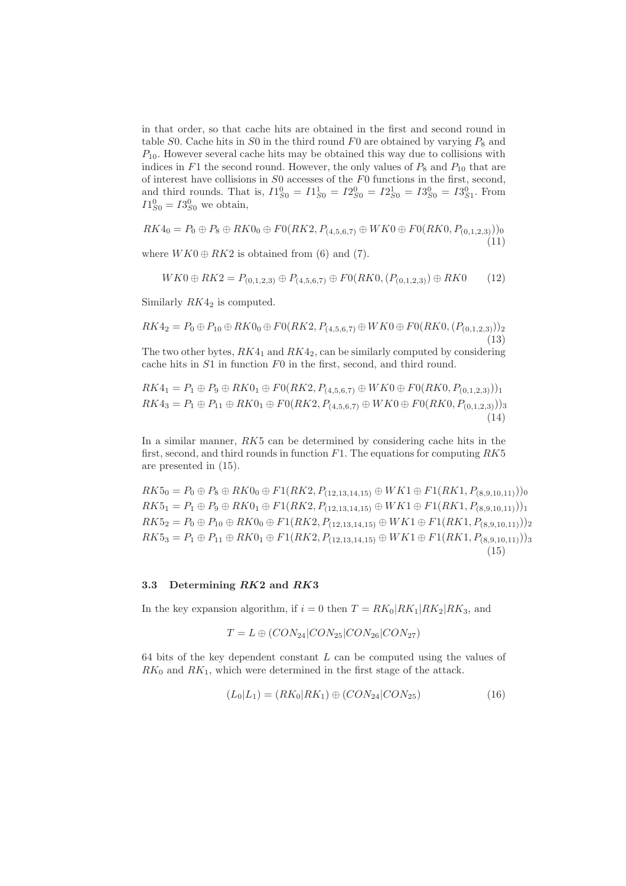in that order, so that cache hits are obtained in the first and second round in table $S0$. Cache hits in $S0$ in the third round $F0$ are obtained by varying $P_8$ and $P_{10}$. However several cache hits may be obtained this way due to collisions with indices in $F1$ the second round. However, the only values of $P_8$ and $P_{10}$ that are of interest have collisions in $S0$ accesses of the $F0$ functions in the first, second, and third rounds. That is, $I1^0_{S0} = I1^1_{S0} = I2^0_{S0} = I2^1_{S0} = I3^0_{S0} = I3^0_{S1}$. From $I1^0_{S0} = I3^0_{S0}$ we obtain,

$$RK4_0 = P_0 \oplus P_8 \oplus RK0_0 \oplus F0(RK2, P_{(4,5,6,7)} \oplus WK0 \oplus F0(RK0, P_{(0,1,2,3)}))_0 \tag{11}$$

where $WK0 \oplus RK2$ is obtained from (6) and (7).

$$WK0 \oplus RK2 = P_{(0,1,2,3)} \oplus P_{(4,5,6,7)} \oplus F0(RK0, (P_{(0,1,2,3)}) \oplus RK0 \tag{12}$$

Similarly $RK4_2$ is computed.

$$RK4_2 = P_0 \oplus P_{10} \oplus RK0_0 \oplus F0(RK2, P_{(4,5,6,7)} \oplus WK0 \oplus F0(RK0, (P_{(0,1,2,3)}))_2 \tag{13}$$

The two other bytes, $RK4_1$ and $RK4_2$, can be similarly computed by considering cache hits in $S1$ in function $F0$ in the first, second, and third round.

$$\begin{aligned} RK4_1 &= P_1 \oplus P_9 \oplus RK0_1 \oplus F0(RK2, P_{(4,5,6,7)} \oplus WK0 \oplus F0(RK0, P_{(0,1,2,3)}))_1 \\ RK4_3 &= P_1 \oplus P_{11} \oplus RK0_1 \oplus F0(RK2, P_{(4,5,6,7)} \oplus WK0 \oplus F0(RK0, P_{(0,1,2,3)}))_3 \end{aligned} \tag{14}$$

In a similar manner, $RK5$ can be determined by considering cache hits in the first, second, and third rounds in function $F1$. The equations for computing $RK5$ are presented in (15).

$$\begin{aligned} RK5_0 &= P_0 \oplus P_8 \oplus RK0_0 \oplus F1(RK2, P_{(12,13,14,15)} \oplus WK1 \oplus F1(RK1, P_{(8,9,10,11)}))_0 \\ RK5_1 &= P_1 \oplus P_9 \oplus RK0_1 \oplus F1(RK2, P_{(12,13,14,15)} \oplus WK1 \oplus F1(RK1, P_{(8,9,10,11)}))_1 \\ RK5_2 &= P_0 \oplus P_{10} \oplus RK0_0 \oplus F1(RK2, P_{(12,13,14,15)} \oplus WK1 \oplus F1(RK1, P_{(8,9,10,11)}))_2 \\ RK5_3 &= P_1 \oplus P_{11} \oplus RK0_1 \oplus F1(RK2, P_{(12,13,14,15)} \oplus WK1 \oplus F1(RK1, P_{(8,9,10,11)}))_3 \end{aligned} \tag{15}$$

### 3.3 Determining *RK*2 and *RK*3

In the key expansion algorithm, if $i = 0$ then $T = RK_0|RK_1|RK_2|RK_3$, and

$$T = L \oplus (CON_{24}|CON_{25}|CON_{26}|CON_{27})$$

64 bits of the key dependent constant $L$ can be computed using the values of $RK_0$ and $RK_1$, which were determined in the first stage of the attack.

$$(L_0|L_1) = (RK_0|RK_1) \oplus (CON_{24}|CON_{25}) \tag{16}$$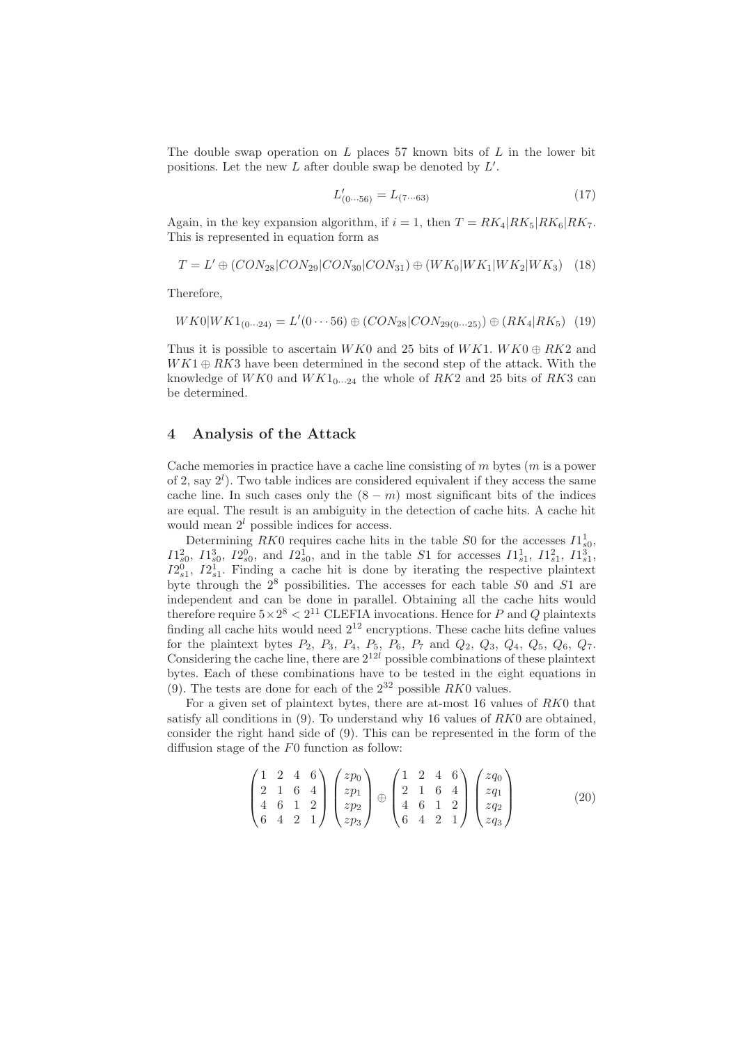The double swap operation on $L$ places 57 known bits of $L$ in the lower bit positions. Let the new $L$ after double swap be denoted by $L'$.

$$L'_{(0\cdots56)} = L_{(7\cdots63)} \tag{17}$$

Again, in the key expansion algorithm, if $i = 1$, then $T = RK_4|RK_5|RK_6|RK_7$. This is represented in equation form as

$$T = L' \oplus (CON_{28}|CON_{29}|CON_{30}|CON_{31}) \oplus (WK_0|WK_1|WK_2|WK_3) \tag{18}$$

Therefore,

$$WK0|WK1_{(0\cdots24)} = L'(0\cdots56) \oplus (CON_{28}|CON_{29(0\cdots25)}) \oplus (RK_4|RK_5) \tag{19}$$

Thus it is possible to ascertain $WK0$ and 25 bits of $WK1$. $WK0 \oplus RK2$ and $WK1 \oplus RK3$ have been determined in the second step of the attack. With the knowledge of $WK0$ and $WK1_{0\cdots24}$ the whole of $RK2$ and 25 bits of $RK3$ can be determined.

## 4 Analysis of the Attack

Cache memories in practice have a cache line consisting of $m$ bytes ($m$ is a power of 2, say $2^l$). Two table indices are considered equivalent if they access the same cache line. In such cases only the $(8 - m)$ most significant bits of the indices are equal. The result is an ambiguity in the detection of cache hits. A cache hit would mean $2^l$ possible indices for access.

Determining $RK0$ requires cache hits in the table $S0$ for the accesses $I1^1_{s0}$, $I1^2_{s0}$, $I1^3_{s0}$, $I2^0_{s0}$, and $I2^1_{s0}$, and in the table $S1$ for accesses $I1^1_{s1}$, $I1^2_{s1}$, $I1^3_{s1}$, $I2^0_{s1}$, $I2^1_{s1}$. Finding a cache hit is done by iterating the respective plaintext byte through the $2^8$ possibilities. The accesses for each table $S0$ and $S1$ are independent and can be done in parallel. Obtaining all the cache hits would therefore require $5 \times 2^8 < 2^{11}$ CLEFIA invocations. Hence for $P$ and $Q$ plaintexts finding all cache hits would need $2^{12}$ encryptions. These cache hits define values for the plaintext bytes $P_2$, $P_3$, $P_4$, $P_5$, $P_6$, $P_7$ and $Q_2$, $Q_3$, $Q_4$, $Q_5$, $Q_6$, $Q_7$. Considering the cache line, there are $2^{12l}$ possible combinations of these plaintext bytes. Each of these combinations have to be tested in the eight equations in (9). The tests are done for each of the $2^{32}$ possible $RK0$ values.

For a given set of plaintext bytes, there are at-most 16 values of $RK0$ that satisfy all conditions in (9). To understand why 16 values of $RK0$ are obtained, consider the right hand side of (9). This can be represented in the form of the diffusion stage of the $F0$ function as follow:

$$\begin{pmatrix} 1 & 2 & 4 & 6 \\ 2 & 1 & 6 & 4 \\ 4 & 6 & 1 & 2 \\ 6 & 4 & 2 & 1 \end{pmatrix} \begin{pmatrix} zp_0 \\ zp_1 \\ zp_2 \\ zp_3 \end{pmatrix} \oplus \begin{pmatrix} 1 & 2 & 4 & 6 \\ 2 & 1 & 6 & 4 \\ 4 & 6 & 1 & 2 \\ 6 & 4 & 2 & 1 \end{pmatrix} \begin{pmatrix} zq_0 \\ zq_1 \\ zq_2 \\ zq_3 \end{pmatrix} \tag{20}$$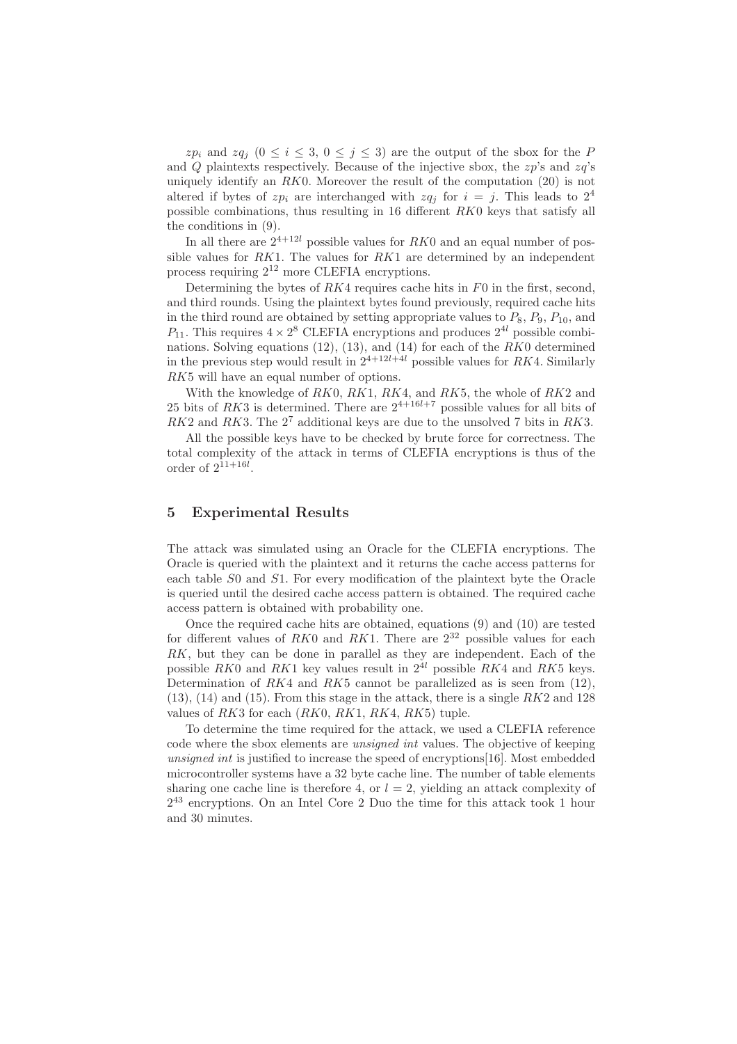$zp_i$ and $zq_j$ ($0 \leq i \leq 3$, $0 \leq j \leq 3$) are the output of the sbox for the $P$ and $Q$ plaintexts respectively. Because of the injective sbox, the $zp$'s and $zq$'s uniquely identify an $RK0$. Moreover the result of the computation (20) is not altered if bytes of $zp_i$ are interchanged with $zq_j$ for $i = j$. This leads to $2^4$ possible combinations, thus resulting in 16 different $RK0$ keys that satisfy all the conditions in (9).

In all there are $2^{4+12l}$ possible values for $RK0$ and an equal number of possible values for $RK1$. The values for $RK1$ are determined by an independent process requiring $2^{12}$ more CLEFIA encryptions.

Determining the bytes of $RK4$ requires cache hits in $F0$ in the first, second, and third rounds. Using the plaintext bytes found previously, required cache hits in the third round are obtained by setting appropriate values to $P_8$, $P_9$, $P_{10}$, and $P_{11}$. This requires $4 \times 2^8$ CLEFIA encryptions and produces $2^{4l}$ possible combinations. Solving equations (12), (13), and (14) for each of the $RK0$ determined in the previous step would result in $2^{4+12l+4l}$ possible values for $RK4$. Similarly $RK5$ will have an equal number of options.

With the knowledge of $RK0$, $RK1$, $RK4$, and $RK5$, the whole of $RK2$ and 25 bits of $RK3$ is determined. There are $2^{4+16l+7}$ possible values for all bits of $RK2$ and $RK3$. The $2^7$ additional keys are due to the unsolved 7 bits in $RK3$.

All the possible keys have to be checked by brute force for correctness. The total complexity of the attack in terms of CLEFIA encryptions is thus of the order of $2^{11+16l}$.

## 5 Experimental Results

The attack was simulated using an Oracle for the CLEFIA encryptions. The Oracle is queried with the plaintext and it returns the cache access patterns for each table $S0$ and $S1$. For every modification of the plaintext byte the Oracle is queried until the desired cache access pattern is obtained. The required cache access pattern is obtained with probability one.

Once the required cache hits are obtained, equations (9) and (10) are tested for different values of $RK0$ and $RK1$. There are $2^{32}$ possible values for each $RK$, but they can be done in parallel as they are independent. Each of the possible $RK0$ and $RK1$ key values result in $2^{4l}$ possible $RK4$ and $RK5$ keys. Determination of $RK4$ and $RK5$ cannot be parallelized as is seen from (12), (13), (14) and (15). From this stage in the attack, there is a single $RK2$ and 128 values of $RK3$ for each ($RK0$, $RK1$, $RK4$, $RK5$) tuple.

To determine the time required for the attack, we used a CLEFIA reference code where the sbox elements are *unsigned int* values. The objective of keeping *unsigned int* is justified to increase the speed of encryptions[16]. Most embedded microcontroller systems have a 32 byte cache line. The number of table elements sharing one cache line is therefore 4, or $l = 2$, yielding an attack complexity of $2^{43}$ encryptions. On an Intel Core 2 Duo the time for this attack took 1 hour and 30 minutes.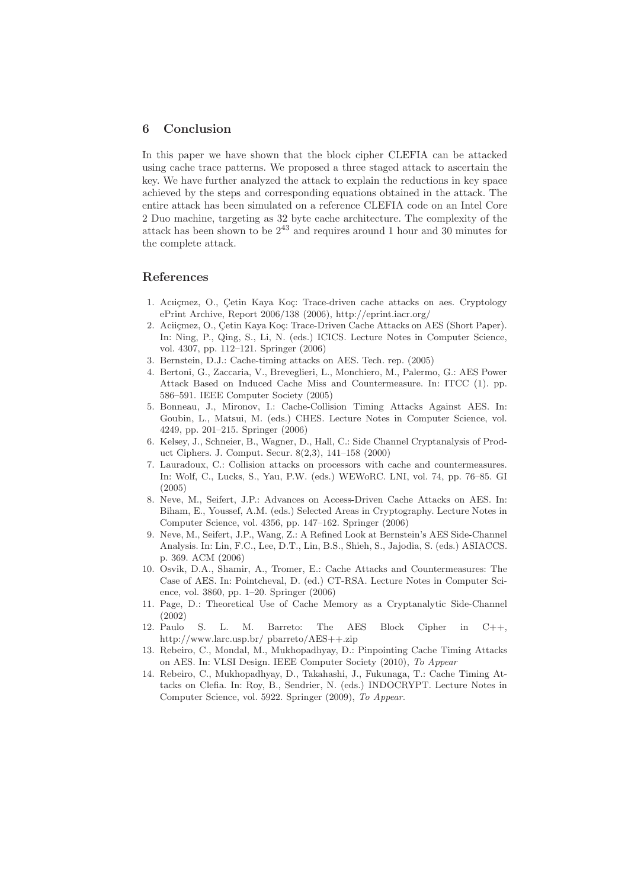## 6 Conclusion

In this paper we have shown that the block cipher CLEFIA can be attacked using cache trace patterns. We proposed a three staged attack to ascertain the key. We have further analyzed the attack to explain the reductions in key space achieved by the steps and corresponding equations obtained in the attack. The entire attack has been simulated on a reference CLEFIA code on an Intel Core 2 Duo machine, targeting as 32 byte cache architecture. The complexity of the attack has been shown to be $2^{43}$ and requires around 1 hour and 30 minutes for the complete attack.

## References

1. Acıiçmez, O., Çetin Kaya Koç: Trace-driven cache attacks on aes. Cryptology ePrint Archive, Report 2006/138 (2006), http://eprint.iacr.org/
2. Aciiçmez, O., Çetin Kaya Koç: Trace-Driven Cache Attacks on AES (Short Paper). In: Ning, P., Qing, S., Li, N. (eds.) ICICS. Lecture Notes in Computer Science, vol. 4307, pp. 112–121. Springer (2006)
3. Bernstein, D.J.: Cache-timing attacks on AES. Tech. rep. (2005)
4. Bertoni, G., Zaccaria, V., Breveglieri, L., Monchiero, M., Palermo, G.: AES Power Attack Based on Induced Cache Miss and Countermeasure. In: ITCC (1). pp. 586–591. IEEE Computer Society (2005)
5. Bonneau, J., Mironov, I.: Cache-Collision Timing Attacks Against AES. In: Goubin, L., Matsui, M. (eds.) CHES. Lecture Notes in Computer Science, vol. 4249, pp. 201–215. Springer (2006)
6. Kelsey, J., Schneier, B., Wagner, D., Hall, C.: Side Channel Cryptanalysis of Product Ciphers. J. Comput. Secur. 8(2,3), 141–158 (2000)
7. Lauradoux, C.: Collision attacks on processors with cache and countermeasures. In: Wolf, C., Lucks, S., Yau, P.W. (eds.) WEWoRC. LNI, vol. 74, pp. 76–85. GI (2005)
8. Neve, M., Seifert, J.P.: Advances on Access-Driven Cache Attacks on AES. In: Biham, E., Youssef, A.M. (eds.) Selected Areas in Cryptography. Lecture Notes in Computer Science, vol. 4356, pp. 147–162. Springer (2006)
9. Neve, M., Seifert, J.P., Wang, Z.: A Refined Look at Bernstein's AES Side-Channel Analysis. In: Lin, F.C., Lee, D.T., Lin, B.S., Shieh, S., Jajodia, S. (eds.) ASIACCS. p. 369. ACM (2006)
10. Osvik, D.A., Shamir, A., Tromer, E.: Cache Attacks and Countermeasures: The Case of AES. In: Pointcheval, D. (ed.) CT-RSA. Lecture Notes in Computer Science, vol. 3860, pp. 1–20. Springer (2006)
11. Page, D.: Theoretical Use of Cache Memory as a Cryptanalytic Side-Channel (2002)
12. Paulo S. L. M. Barreto: The AES Block Cipher in C++, http://www.larc.usp.br/ pbarreto/AES++.zip
13. Rebeiro, C., Mondal, M., Mukhopadhyay, D.: Pinpointing Cache Timing Attacks on AES. In: VLSI Design. IEEE Computer Society (2010), *To Appear*
14. Rebeiro, C., Mukhopadhyay, D., Takahashi, J., Fukunaga, T.: Cache Timing Attacks on Clefia. In: Roy, B., Sendrier, N. (eds.) INDOCRYPT. Lecture Notes in Computer Science, vol. 5922. Springer (2009), *To Appear.*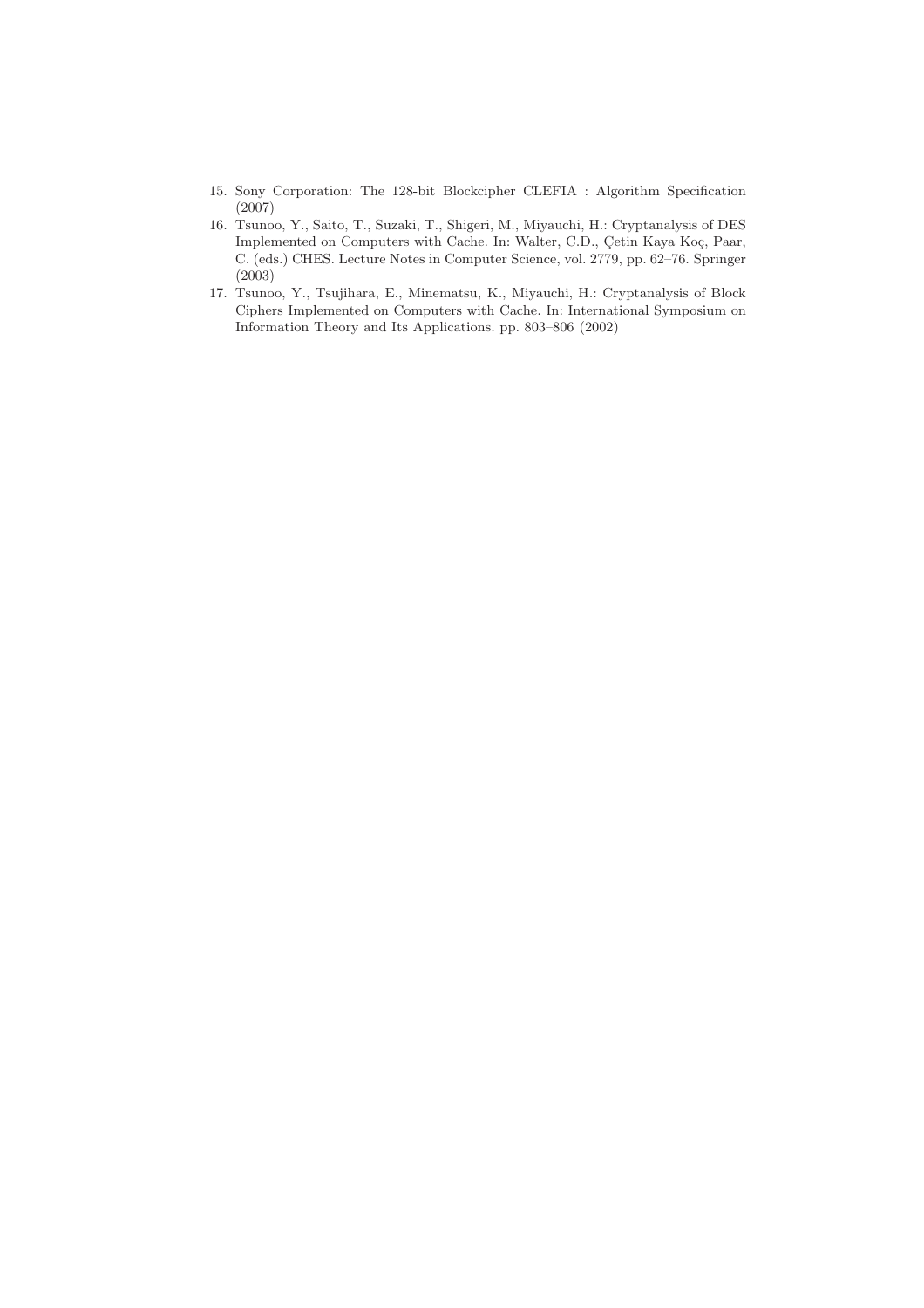15. Sony Corporation: The 128-bit Blockcipher CLEFIA : Algorithm Specification (2007)
16. Tsunoo, Y., Saito, T., Suzaki, T., Shigeri, M., Miyauchi, H.: Cryptanalysis of DES Implemented on Computers with Cache. In: Walter, C.D., Çetin Kaya Koç, Paar, C. (eds.) CHES. Lecture Notes in Computer Science, vol. 2779, pp. 62–76. Springer (2003)
17. Tsunoo, Y., Tsujihara, E., Minematsu, K., Miyauchi, H.: Cryptanalysis of Block Ciphers Implemented on Computers with Cache. In: International Symposium on Information Theory and Its Applications. pp. 803–806 (2002)